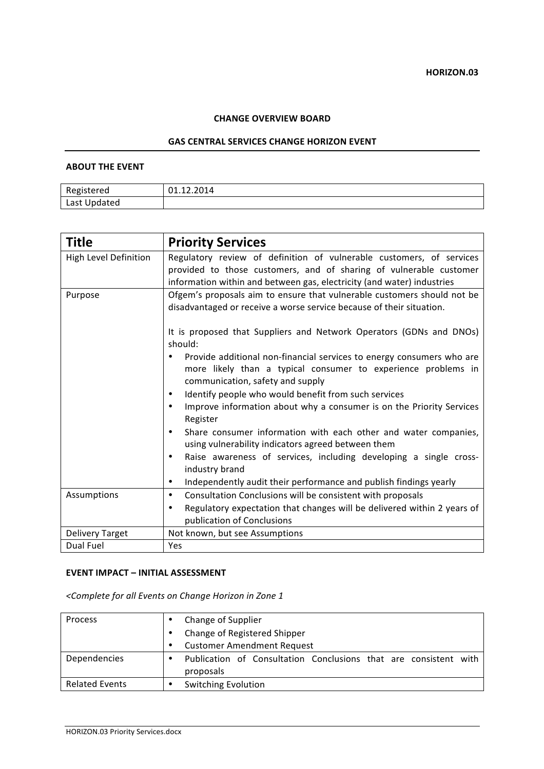**HORIZON.03**

**CHANGE OVERVIEW BOARD**

**GAS CENTRAL SERVICES CHANGE HORIZON EVENT**

**ABOUT THE EVENT**

| Registered | 01.12.2014 |
| --- | --- |
| Last Updated | |

| **Title** | **Priority Services** |
| --- | --- |
| High Level Definition | Regulatory review of definition of vulnerable customers, of services provided to those customers, and of sharing of vulnerable customer information within and between gas, electricity (and water) industries |
| Purpose | Ofgem's proposals aim to ensure that vulnerable customers should not be disadvantaged or receive a worse service because of their situation.<br><br>It is proposed that Suppliers and Network Operators (GDNs and DNOs) should:<br>• Provide additional non-financial services to energy consumers who are more likely than a typical consumer to experience problems in communication, safety and supply<br>• Identify people who would benefit from such services<br>• Improve information about why a consumer is on the Priority Services Register<br>• Share consumer information with each other and water companies, using vulnerability indicators agreed between them<br>• Raise awareness of services, including developing a single cross-industry brand<br>• Independently audit their performance and publish findings yearly |
| Assumptions | • Consultation Conclusions will be consistent with proposals<br>• Regulatory expectation that changes will be delivered within 2 years of publication of Conclusions |
| Delivery Target | Not known, but see Assumptions |
| Dual Fuel | Yes |

**EVENT IMPACT – INITIAL ASSESSMENT**

*<Complete for all Events on Change Horizon in Zone 1*

| Process | • Change of Supplier<br>• Change of Registered Shipper<br>• Customer Amendment Request |
| --- | --- |
| Dependencies | • Publication of Consultation Conclusions that are consistent with proposals |
| Related Events | • Switching Evolution |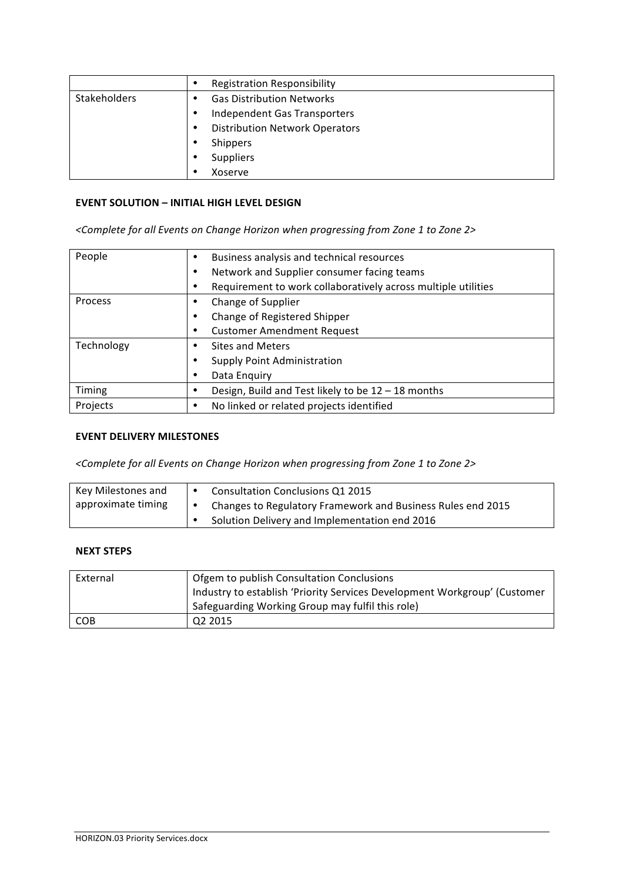| | |
|---|---|
| | • Registration Responsibility |
| Stakeholders | • Gas Distribution Networks<br>• Independent Gas Transporters<br>• Distribution Network Operators<br>• Shippers<br>• Suppliers<br>• Xoserve |

**EVENT SOLUTION – INITIAL HIGH LEVEL DESIGN**

*<Complete for all Events on Change Horizon when progressing from Zone 1 to Zone 2>*

| | |
|---|---|
| People | • Business analysis and technical resources<br>• Network and Supplier consumer facing teams<br>• Requirement to work collaboratively across multiple utilities |
| Process | • Change of Supplier<br>• Change of Registered Shipper<br>• Customer Amendment Request |
| Technology | • Sites and Meters<br>• Supply Point Administration<br>• Data Enquiry |
| Timing | • Design, Build and Test likely to be 12 – 18 months |
| Projects | • No linked or related projects identified |

**EVENT DELIVERY MILESTONES**

*<Complete for all Events on Change Horizon when progressing from Zone 1 to Zone 2>*

| | |
|---|---|
| Key Milestones and approximate timing | • Consultation Conclusions Q1 2015<br>• Changes to Regulatory Framework and Business Rules end 2015<br>• Solution Delivery and Implementation end 2016 |

**NEXT STEPS**

| | |
|---|---|
| External | Ofgem to publish Consultation Conclusions<br>Industry to establish 'Priority Services Development Workgroup' (Customer Safeguarding Working Group may fulfil this role) |
| COB | Q2 2015 |